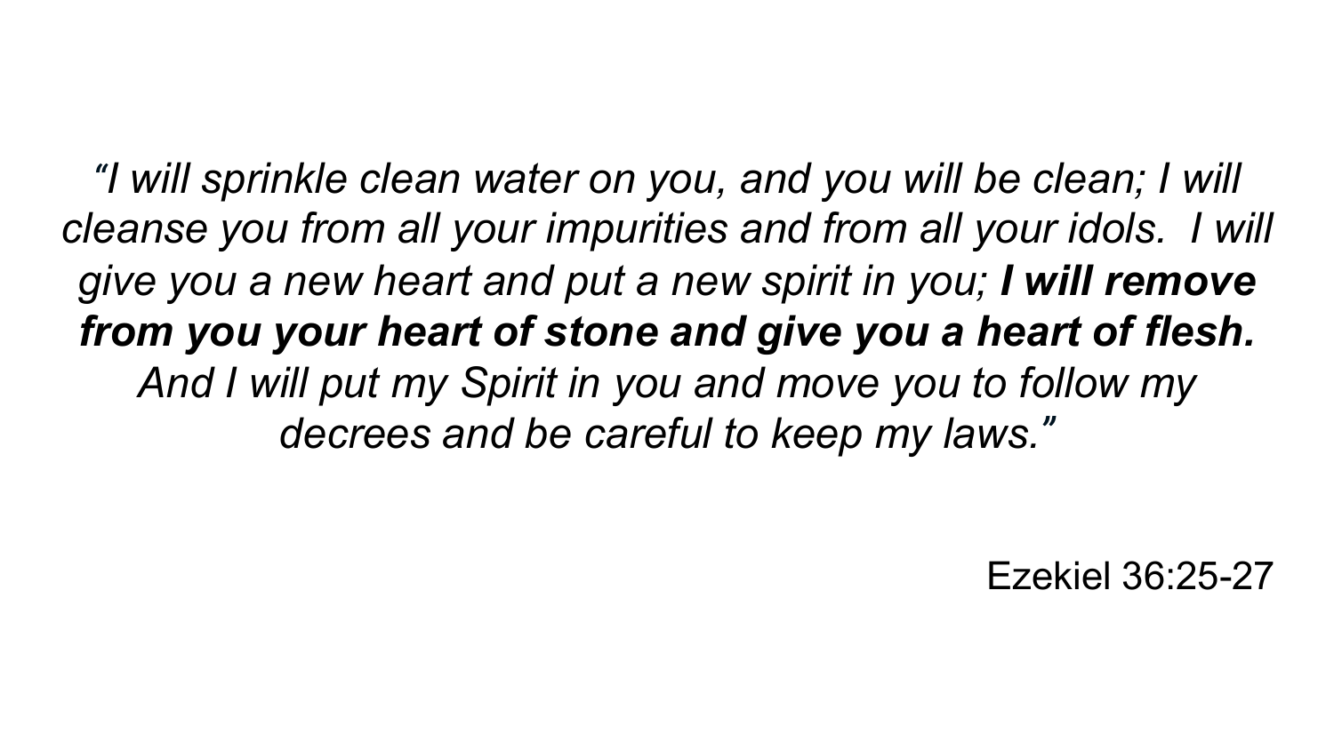*"I will sprinkle clean water on you, and you will be clean; I will cleanse you from all your impurities and from all your idols. I will give you a new heart and put a new spirit in you;* ***I will remove from you your heart of stone and give you a heart of flesh.*** *And I will put my Spirit in you and move you to follow my decrees and be careful to keep my laws."*

Ezekiel 36:25-27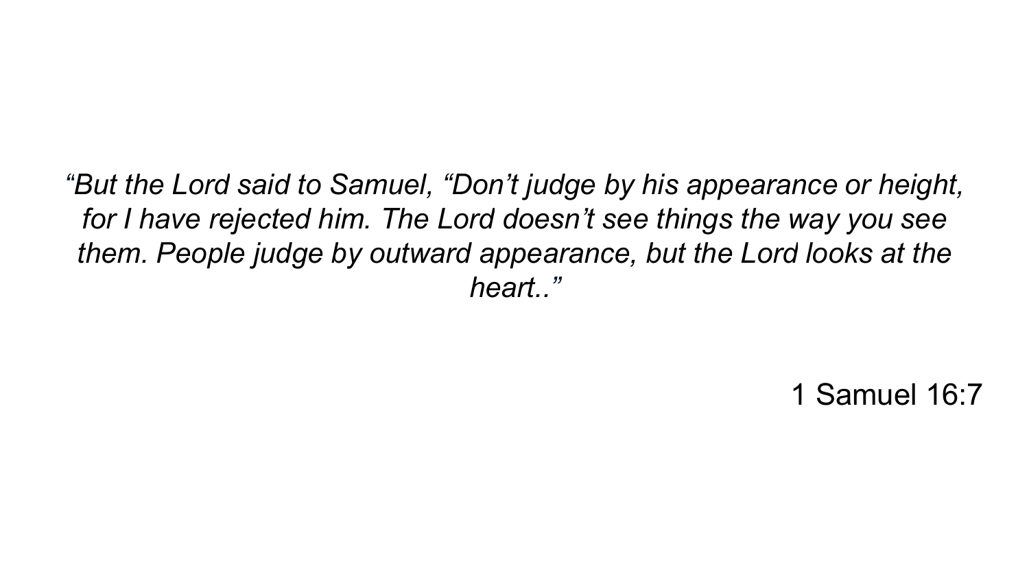*“But the Lord said to Samuel, “Don’t judge by his appearance or height, for I have rejected him. The Lord doesn’t see things the way you see them. People judge by outward appearance, but the Lord looks at the heart..”*

1 Samuel 16:7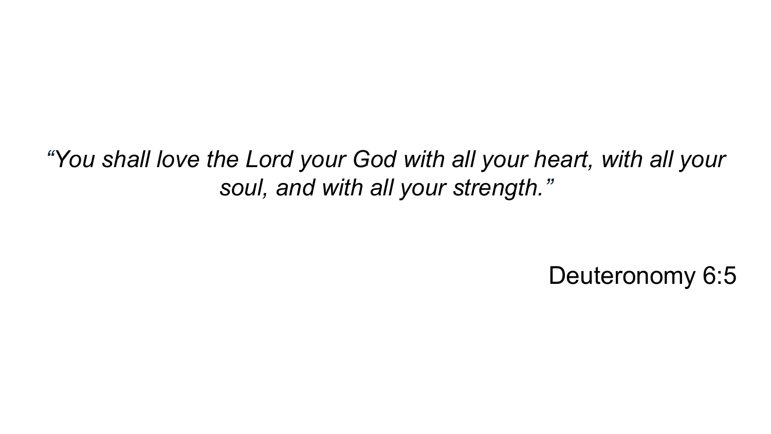*"You shall love the Lord your God with all your heart, with all your soul, and with all your strength."*

Deuteronomy 6:5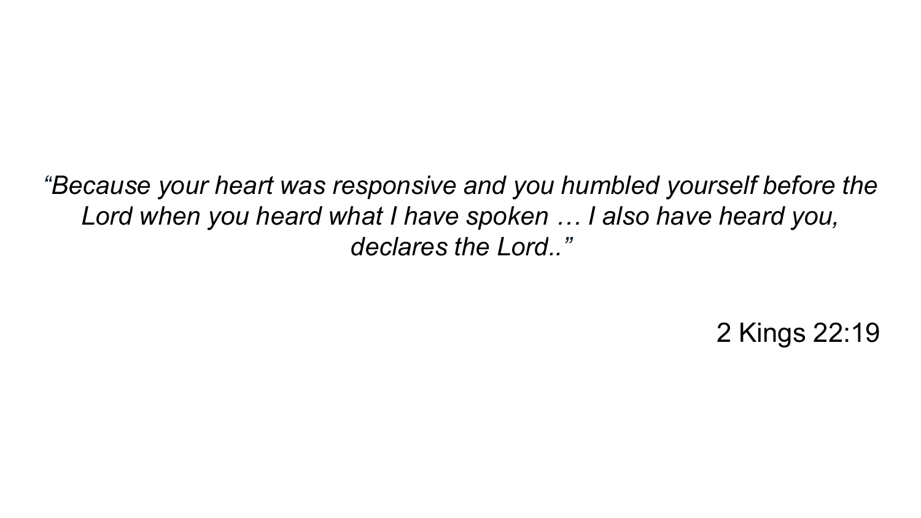*“Because your heart was responsive and you humbled yourself before the Lord when you heard what I have spoken … I also have heard you, declares the Lord..”*

2 Kings 22:19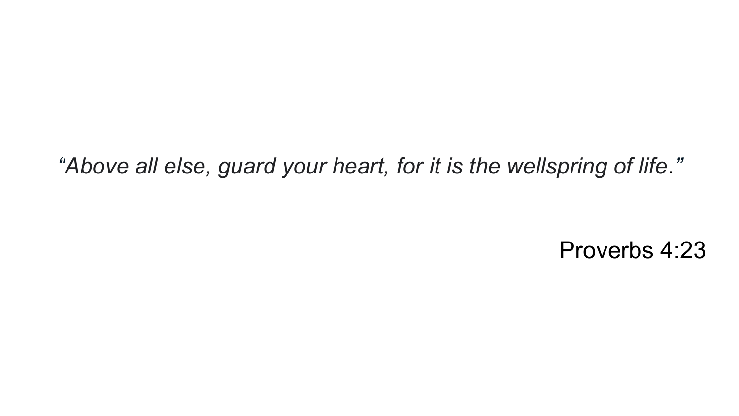*“Above all else, guard your heart, for it is the wellspring of life.”*

Proverbs 4:23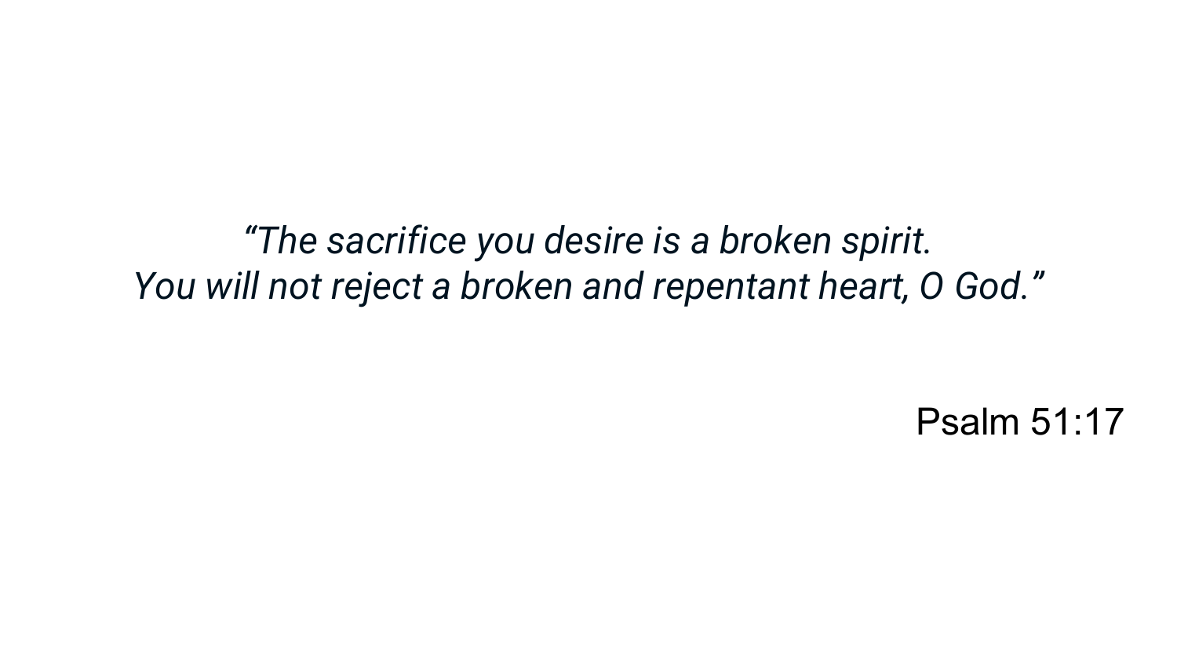*“The sacrifice you desire is a broken spirit.*
*You will not reject a broken and repentant heart, O God.”*

Psalm 51:17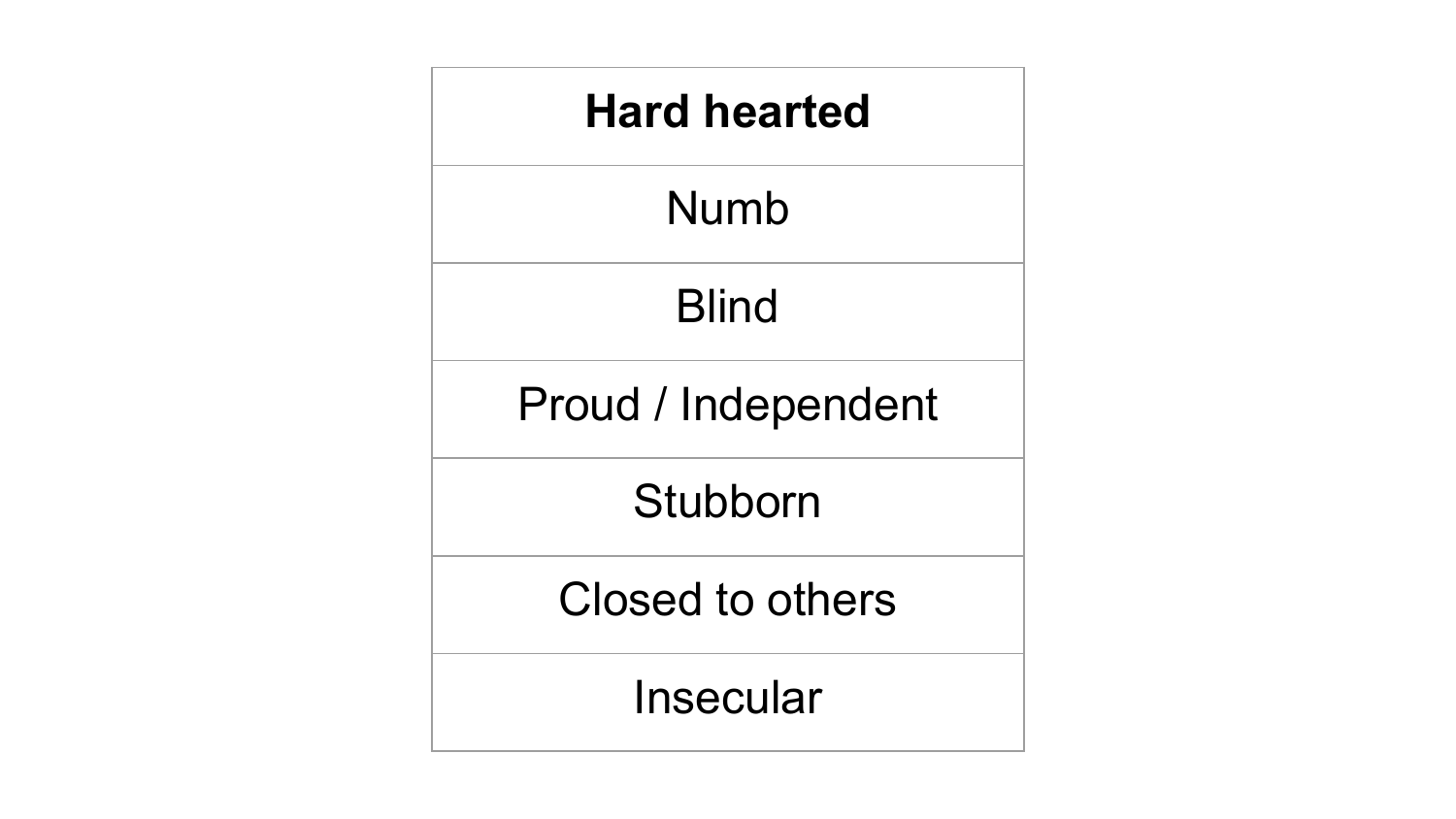| Hard hearted |
| --- |
| Numb |
| Blind |
| Proud / Independent |
| Stubborn |
| Closed to others |
| Insecular |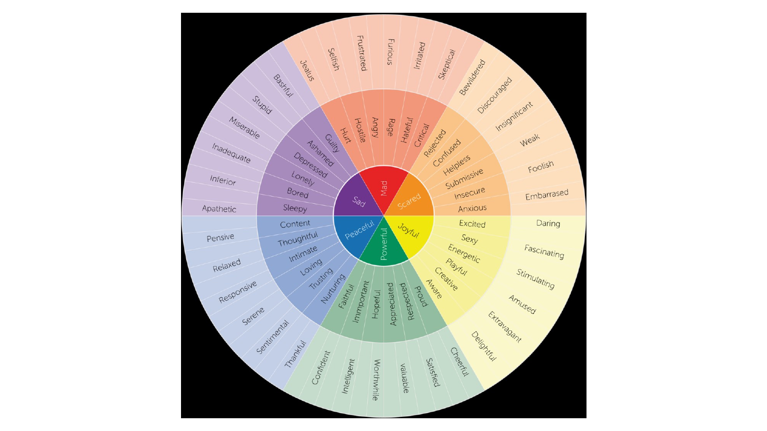| Core | Secondary | Tertiary |
| --- | --- | --- |
| Mad | Hurt | Jealus |
| | Hostile | Selfish |
| | Angry | Frustrated |
| | Rage | Furious |
| | Hateful | Irritated |
| | Critical | Skeptical |
| Scared | Rejected | Bewildered |
| | Confused | Discouraged |
| | Helpless | Insignificant |
| | Submissive | Weak |
| | Insecure | Foolish |
| | Anxious | Embarrased |
| Joyful | Excited | Daring |
| | Sexy | Fascinating |
| | Energetic | Stimulating |
| | Playful | Amused |
| | Creative | Extravagant |
| | Aware | Delightful |
| Powerful | Proud | Cheerful |
| | Respected | Satisfied |
| | Appreciated | valuable |
| | Hopeful | Worthwhile |
| | Immportant | Intelligent |
| | Faithful | Confident |
| Peaceful | Nurturing | Thankful |
| | Trusting | Sentimental |
| | Loving | Serene |
| | Intimate | Responsive |
| | Thoughtful | Relaxed |
| | Content | Pensive |
| Sad | Sleepy | Apathetic |
| | Bored | Inferior |
| | Lonely | Inadequate |
| | Depressed | Miserable |
| | Ashamed | Stupid |
| | Guilty | Bashful |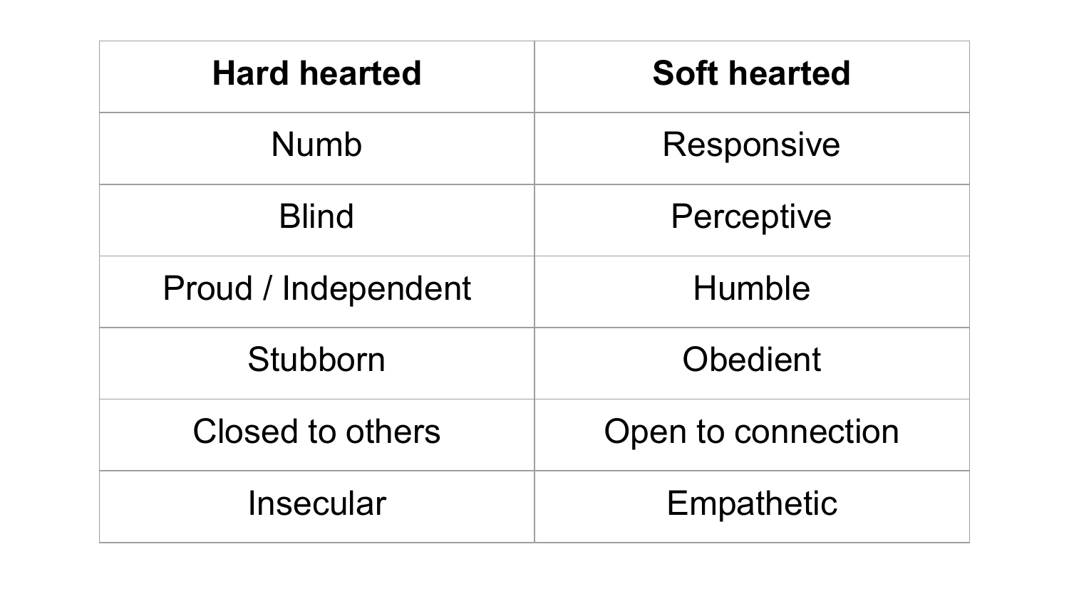| Hard hearted | Soft hearted |
| --- | --- |
| Numb | Responsive |
| Blind | Perceptive |
| Proud / Independent | Humble |
| Stubborn | Obedient |
| Closed to others | Open to connection |
| Insecular | Empathetic |